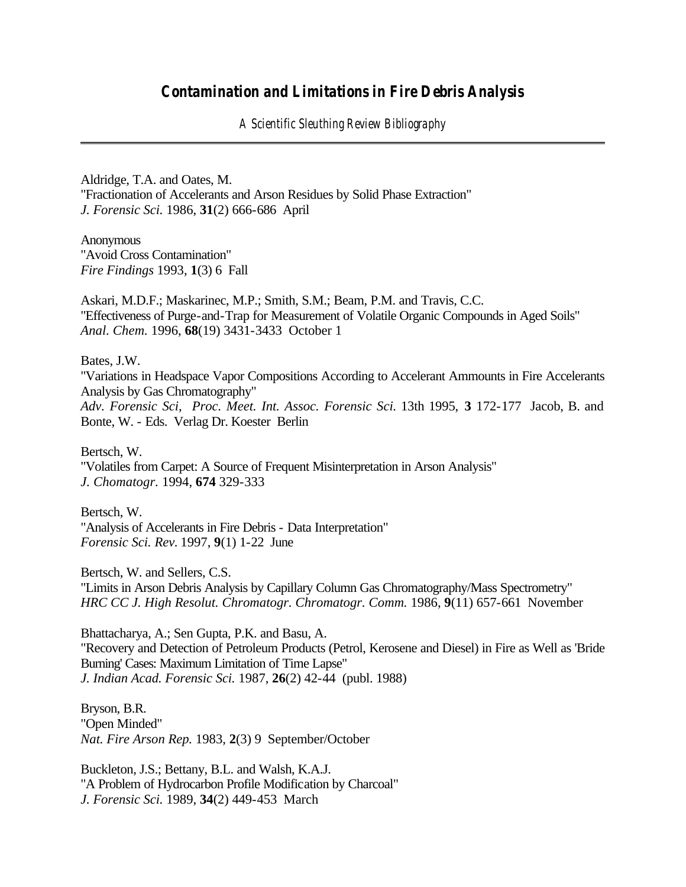# Contamination and Limitations in Fire Debris Analysis

*A Scientific Sleuthing Review Bibliography*

---

Aldridge, T.A. and Oates, M.
"Fractionation of Accelerants and Arson Residues by Solid Phase Extraction"
*J. Forensic Sci.* 1986, **31**(2) 666-686 April

Anonymous
"Avoid Cross Contamination"
*Fire Findings* 1993, **1**(3) 6 Fall

Askari, M.D.F.; Maskarinec, M.P.; Smith, S.M.; Beam, P.M. and Travis, C.C.
"Effectiveness of Purge-and-Trap for Measurement of Volatile Organic Compounds in Aged Soils"
*Anal. Chem.* 1996, **68**(19) 3431-3433 October 1

Bates, J.W.
"Variations in Headspace Vapor Compositions According to Accelerant Ammounts in Fire Accelerants Analysis by Gas Chromatography"
*Adv. Forensic Sci, Proc. Meet. Int. Assoc. Forensic Sci.* 13th 1995, **3** 172-177 Jacob, B. and Bonte, W. - Eds. Verlag Dr. Koester Berlin

Bertsch, W.
"Volatiles from Carpet: A Source of Frequent Misinterpretation in Arson Analysis"
*J. Chomatogr.* 1994, **674** 329-333

Bertsch, W.
"Analysis of Accelerants in Fire Debris - Data Interpretation"
*Forensic Sci. Rev.* 1997, **9**(1) 1-22 June

Bertsch, W. and Sellers, C.S.
"Limits in Arson Debris Analysis by Capillary Column Gas Chromatography/Mass Spectrometry"
*HRC CC J. High Resolut. Chromatogr. Chromatogr. Comm.* 1986, **9**(11) 657-661 November

Bhattacharya, A.; Sen Gupta, P.K. and Basu, A.
"Recovery and Detection of Petroleum Products (Petrol, Kerosene and Diesel) in Fire as Well as 'Bride Burning' Cases: Maximum Limitation of Time Lapse"
*J. Indian Acad. Forensic Sci.* 1987, **26**(2) 42-44 (publ. 1988)

Bryson, B.R.
"Open Minded"
*Nat. Fire Arson Rep.* 1983, **2**(3) 9 September/October

Buckleton, J.S.; Bettany, B.L. and Walsh, K.A.J.
"A Problem of Hydrocarbon Profile Modification by Charcoal"
*J. Forensic Sci.* 1989, **34**(2) 449-453 March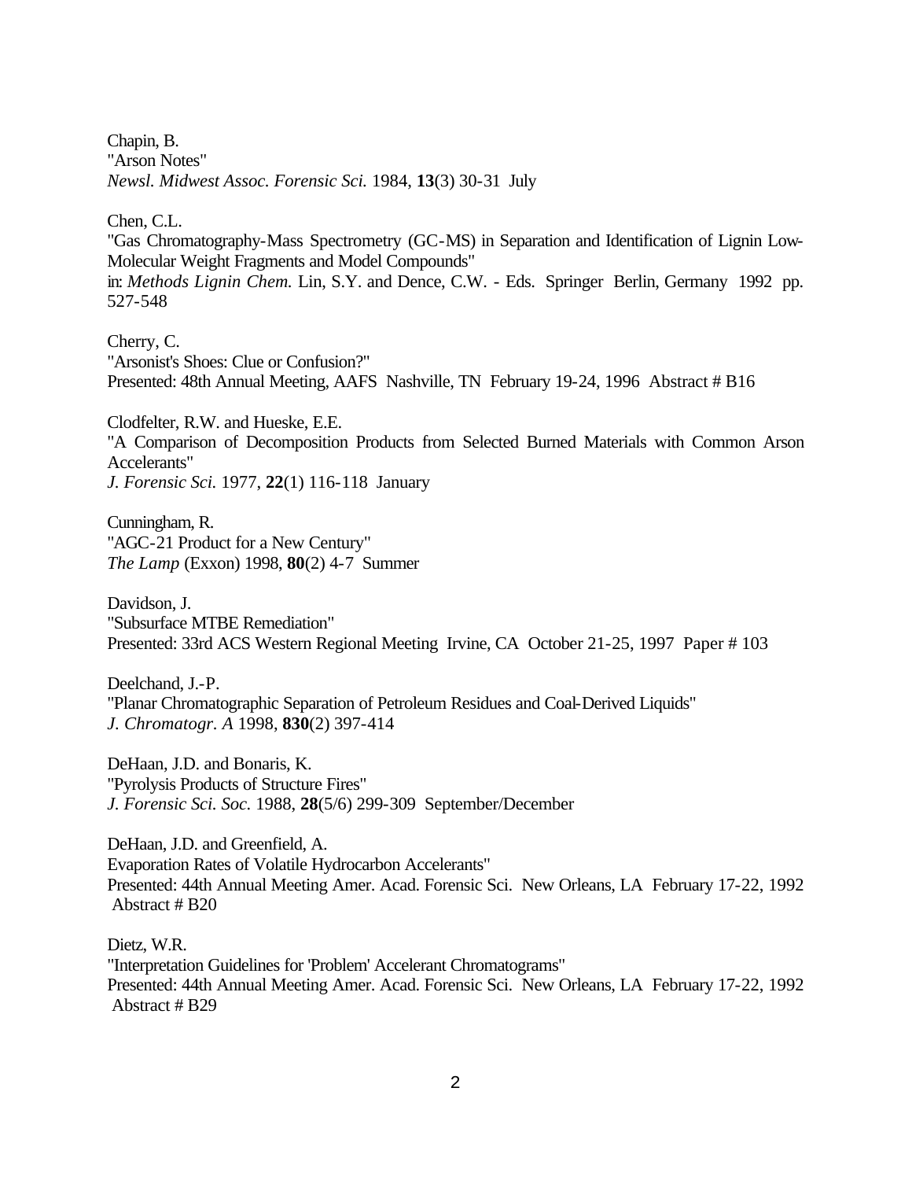Chapin, B.
"Arson Notes"
*Newsl. Midwest Assoc. Forensic Sci.* 1984, **13**(3) 30-31 July

Chen, C.L.
"Gas Chromatography-Mass Spectrometry (GC-MS) in Separation and Identification of Lignin Low-Molecular Weight Fragments and Model Compounds"
in: *Methods Lignin Chem.* Lin, S.Y. and Dence, C.W. - Eds. Springer Berlin, Germany 1992 pp. 527-548

Cherry, C.
"Arsonist's Shoes: Clue or Confusion?"
Presented: 48th Annual Meeting, AAFS Nashville, TN February 19-24, 1996 Abstract # B16

Clodfelter, R.W. and Hueske, E.E.
"A Comparison of Decomposition Products from Selected Burned Materials with Common Arson Accelerants"
*J. Forensic Sci.* 1977, **22**(1) 116-118 January

Cunningham, R.
"AGC-21 Product for a New Century"
*The Lamp* (Exxon) 1998, **80**(2) 4-7 Summer

Davidson, J.
"Subsurface MTBE Remediation"
Presented: 33rd ACS Western Regional Meeting Irvine, CA October 21-25, 1997 Paper # 103

Deelchand, J.-P.
"Planar Chromatographic Separation of Petroleum Residues and Coal-Derived Liquids"
*J. Chromatogr. A* 1998, **830**(2) 397-414

DeHaan, J.D. and Bonaris, K.
"Pyrolysis Products of Structure Fires"
*J. Forensic Sci. Soc.* 1988, **28**(5/6) 299-309 September/December

DeHaan, J.D. and Greenfield, A.
Evaporation Rates of Volatile Hydrocarbon Accelerants"
Presented: 44th Annual Meeting Amer. Acad. Forensic Sci. New Orleans, LA February 17-22, 1992 Abstract # B20

Dietz, W.R.
"Interpretation Guidelines for 'Problem' Accelerant Chromatograms"
Presented: 44th Annual Meeting Amer. Acad. Forensic Sci. New Orleans, LA February 17-22, 1992 Abstract # B29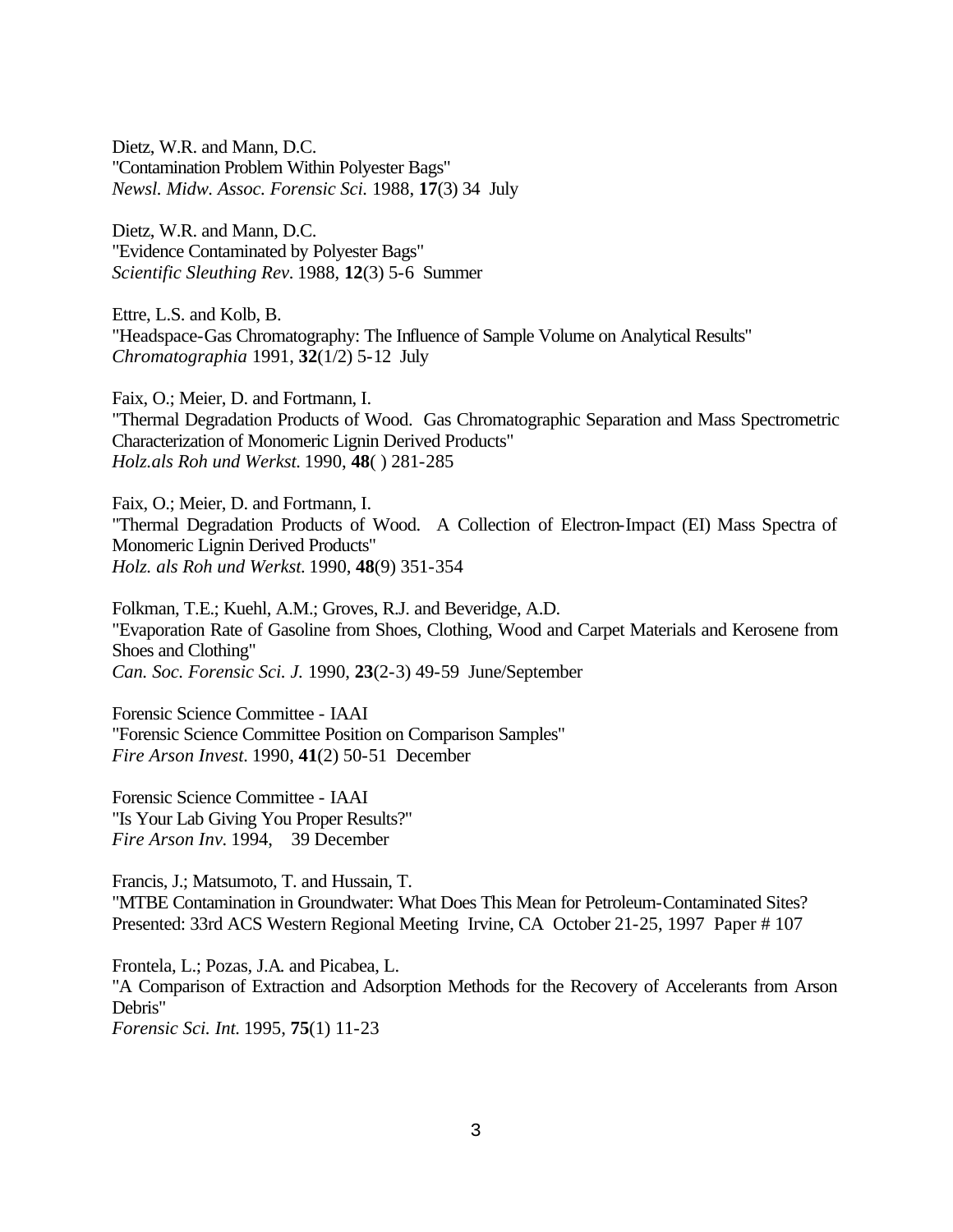Dietz, W.R. and Mann, D.C.
"Contamination Problem Within Polyester Bags"
*Newsl. Midw. Assoc. Forensic Sci.* 1988, **17**(3) 34 July

Dietz, W.R. and Mann, D.C.
"Evidence Contaminated by Polyester Bags"
*Scientific Sleuthing Rev.* 1988, **12**(3) 5-6 Summer

Ettre, L.S. and Kolb, B.
"Headspace-Gas Chromatography: The Influence of Sample Volume on Analytical Results"
*Chromatographia* 1991, **32**(1/2) 5-12 July

Faix, O.; Meier, D. and Fortmann, I.
"Thermal Degradation Products of Wood. Gas Chromatographic Separation and Mass Spectrometric Characterization of Monomeric Lignin Derived Products"
*Holz.als Roh und Werkst.* 1990, **48**( ) 281-285

Faix, O.; Meier, D. and Fortmann, I.
"Thermal Degradation Products of Wood. A Collection of Electron-Impact (EI) Mass Spectra of Monomeric Lignin Derived Products"
*Holz. als Roh und Werkst.* 1990, **48**(9) 351-354

Folkman, T.E.; Kuehl, A.M.; Groves, R.J. and Beveridge, A.D.
"Evaporation Rate of Gasoline from Shoes, Clothing, Wood and Carpet Materials and Kerosene from Shoes and Clothing"
*Can. Soc. Forensic Sci. J.* 1990, **23**(2-3) 49-59 June/September

Forensic Science Committee - IAAI
"Forensic Science Committee Position on Comparison Samples"
*Fire Arson Invest.* 1990, **41**(2) 50-51 December

Forensic Science Committee - IAAI
"Is Your Lab Giving You Proper Results?"
*Fire Arson Inv.* 1994, 39 December

Francis, J.; Matsumoto, T. and Hussain, T.
"MTBE Contamination in Groundwater: What Does This Mean for Petroleum-Contaminated Sites?
Presented: 33rd ACS Western Regional Meeting Irvine, CA October 21-25, 1997 Paper # 107

Frontela, L.; Pozas, J.A. and Picabea, L.
"A Comparison of Extraction and Adsorption Methods for the Recovery of Accelerants from Arson Debris"
*Forensic Sci. Int.* 1995, **75**(1) 11-23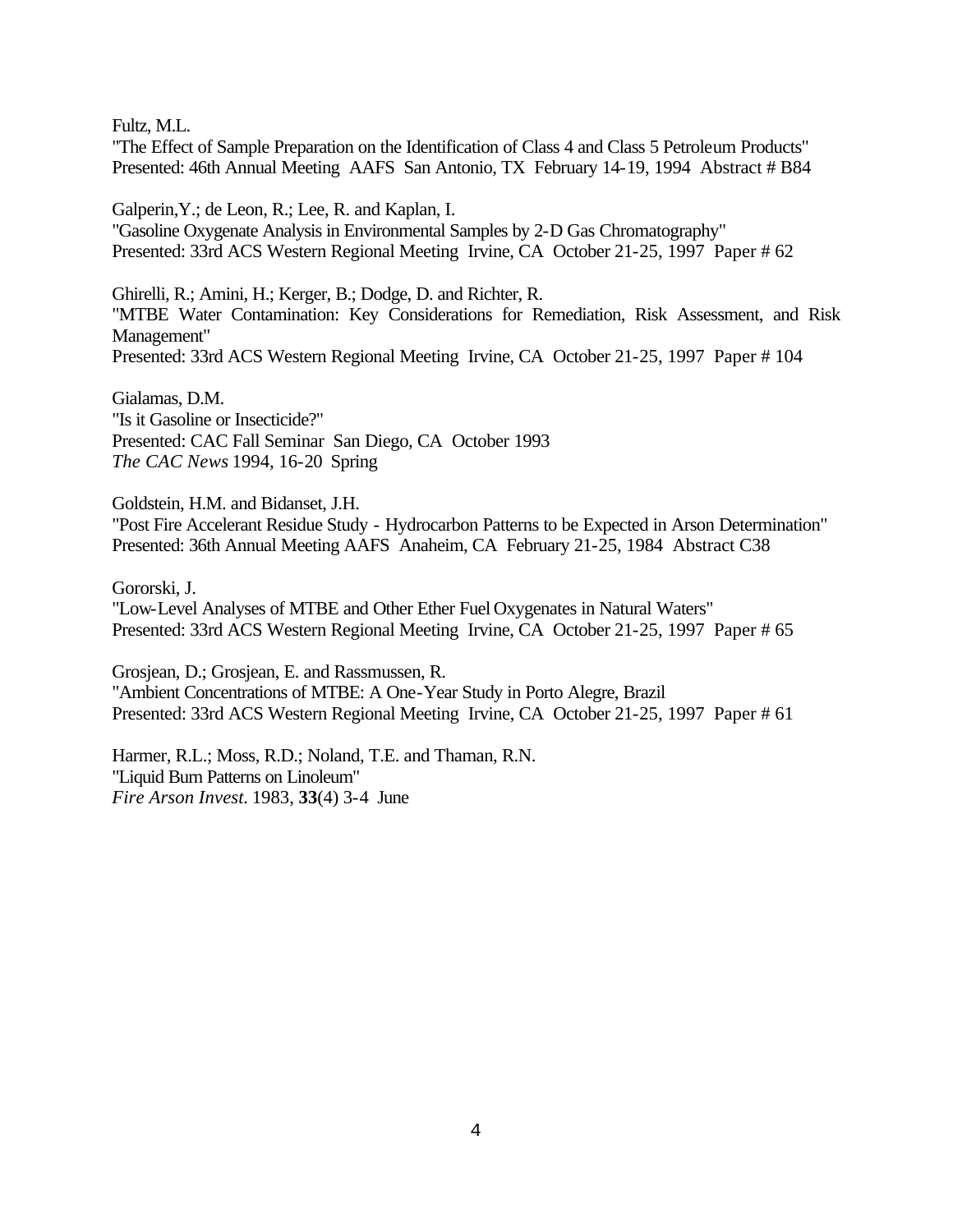Fultz, M.L.
"The Effect of Sample Preparation on the Identification of Class 4 and Class 5 Petroleum Products"
Presented: 46th Annual Meeting AAFS San Antonio, TX February 14-19, 1994 Abstract # B84

Galperin,Y.; de Leon, R.; Lee, R. and Kaplan, I.
"Gasoline Oxygenate Analysis in Environmental Samples by 2-D Gas Chromatography"
Presented: 33rd ACS Western Regional Meeting Irvine, CA October 21-25, 1997 Paper # 62

Ghirelli, R.; Amini, H.; Kerger, B.; Dodge, D. and Richter, R.
"MTBE Water Contamination: Key Considerations for Remediation, Risk Assessment, and Risk Management"
Presented: 33rd ACS Western Regional Meeting Irvine, CA October 21-25, 1997 Paper # 104

Gialamas, D.M.
"Is it Gasoline or Insecticide?"
Presented: CAC Fall Seminar San Diego, CA October 1993
*The CAC News* 1994, 16-20 Spring

Goldstein, H.M. and Bidanset, J.H.
"Post Fire Accelerant Residue Study - Hydrocarbon Patterns to be Expected in Arson Determination"
Presented: 36th Annual Meeting AAFS Anaheim, CA February 21-25, 1984 Abstract C38

Gororski, J.
"Low-Level Analyses of MTBE and Other Ether Fuel Oxygenates in Natural Waters"
Presented: 33rd ACS Western Regional Meeting Irvine, CA October 21-25, 1997 Paper # 65

Grosjean, D.; Grosjean, E. and Rassmussen, R.
"Ambient Concentrations of MTBE: A One-Year Study in Porto Alegre, Brazil
Presented: 33rd ACS Western Regional Meeting Irvine, CA October 21-25, 1997 Paper # 61

Harmer, R.L.; Moss, R.D.; Noland, T.E. and Thaman, R.N.
"Liquid Burn Patterns on Linoleum"
*Fire Arson Invest.* 1983, **33**(4) 3-4 June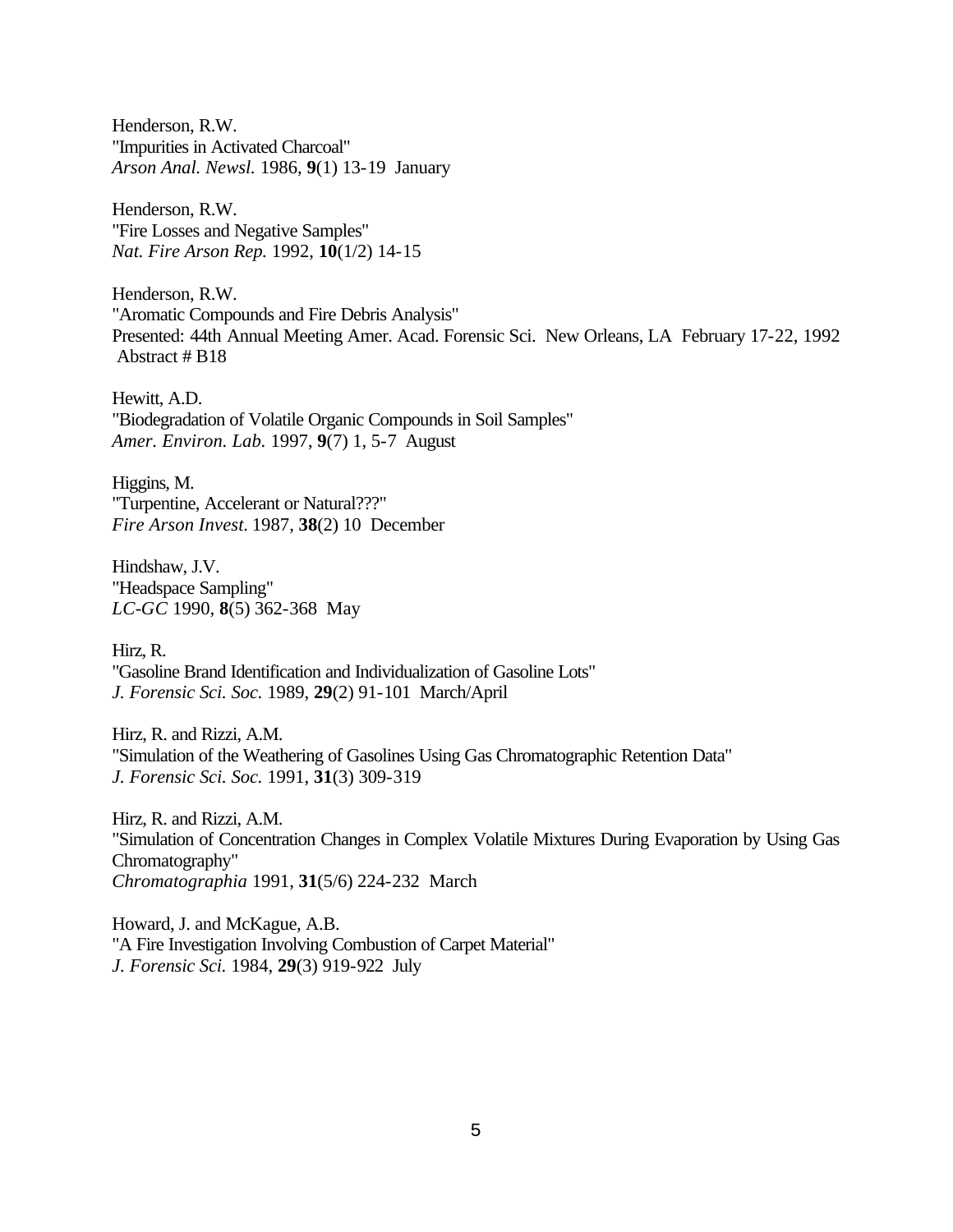Henderson, R.W.
"Impurities in Activated Charcoal"
*Arson Anal. Newsl.* 1986, **9**(1) 13-19 January

Henderson, R.W.
"Fire Losses and Negative Samples"
*Nat. Fire Arson Rep.* 1992, **10**(1/2) 14-15

Henderson, R.W.
"Aromatic Compounds and Fire Debris Analysis"
Presented: 44th Annual Meeting Amer. Acad. Forensic Sci. New Orleans, LA February 17-22, 1992
Abstract # B18

Hewitt, A.D.
"Biodegradation of Volatile Organic Compounds in Soil Samples"
*Amer. Environ. Lab.* 1997, **9**(7) 1, 5-7 August

Higgins, M.
"Turpentine, Accelerant or Natural???"
*Fire Arson Invest.* 1987, **38**(2) 10 December

Hindshaw, J.V.
"Headspace Sampling"
*LC-GC* 1990, **8**(5) 362-368 May

Hirz, R.
"Gasoline Brand Identification and Individualization of Gasoline Lots"
*J. Forensic Sci. Soc.* 1989, **29**(2) 91-101 March/April

Hirz, R. and Rizzi, A.M.
"Simulation of the Weathering of Gasolines Using Gas Chromatographic Retention Data"
*J. Forensic Sci. Soc.* 1991, **31**(3) 309-319

Hirz, R. and Rizzi, A.M.
"Simulation of Concentration Changes in Complex Volatile Mixtures During Evaporation by Using Gas Chromatography"
*Chromatographia* 1991, **31**(5/6) 224-232 March

Howard, J. and McKague, A.B.
"A Fire Investigation Involving Combustion of Carpet Material"
*J. Forensic Sci.* 1984, **29**(3) 919-922 July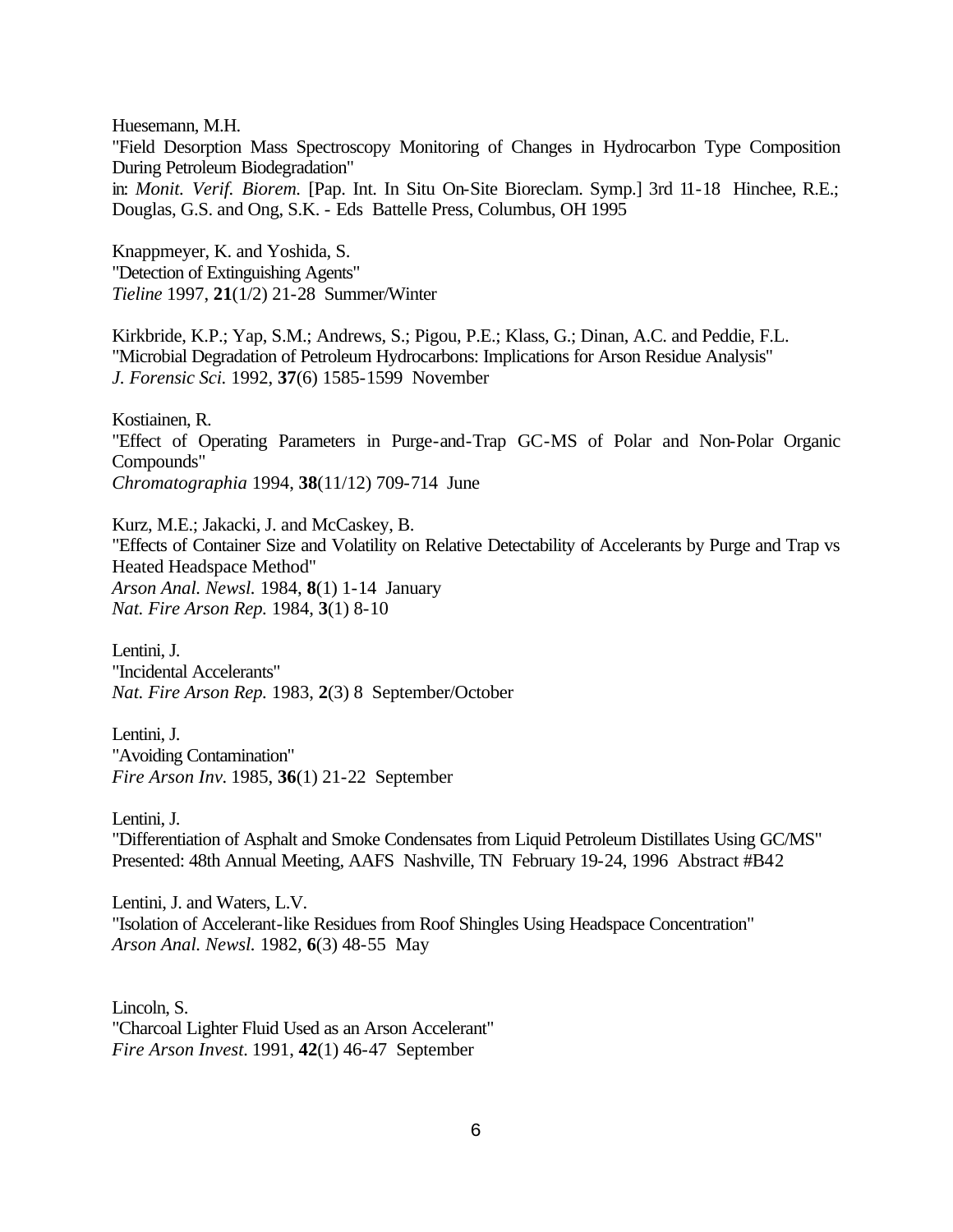Huesemann, M.H.
"Field Desorption Mass Spectroscopy Monitoring of Changes in Hydrocarbon Type Composition During Petroleum Biodegradation"
in: *Monit. Verif. Biorem.* [Pap. Int. In Situ On-Site Bioreclam. Symp.] 3rd 11-18 Hinchee, R.E.; Douglas, G.S. and Ong, S.K. - Eds Battelle Press, Columbus, OH 1995

Knappmeyer, K. and Yoshida, S.
"Detection of Extinguishing Agents"
*Tieline* 1997, **21**(1/2) 21-28 Summer/Winter

Kirkbride, K.P.; Yap, S.M.; Andrews, S.; Pigou, P.E.; Klass, G.; Dinan, A.C. and Peddie, F.L.
"Microbial Degradation of Petroleum Hydrocarbons: Implications for Arson Residue Analysis"
*J. Forensic Sci.* 1992, **37**(6) 1585-1599 November

Kostiainen, R.
"Effect of Operating Parameters in Purge-and-Trap GC-MS of Polar and Non-Polar Organic Compounds"
*Chromatographia* 1994, **38**(11/12) 709-714 June

Kurz, M.E.; Jakacki, J. and McCaskey, B.
"Effects of Container Size and Volatility on Relative Detectability of Accelerants by Purge and Trap vs Heated Headspace Method"
*Arson Anal. Newsl.* 1984, **8**(1) 1-14 January
*Nat. Fire Arson Rep.* 1984, **3**(1) 8-10

Lentini, J.
"Incidental Accelerants"
*Nat. Fire Arson Rep.* 1983, **2**(3) 8 September/October

Lentini, J.
"Avoiding Contamination"
*Fire Arson Inv.* 1985, **36**(1) 21-22 September

Lentini, J.
"Differentiation of Asphalt and Smoke Condensates from Liquid Petroleum Distillates Using GC/MS"
Presented: 48th Annual Meeting, AAFS Nashville, TN February 19-24, 1996 Abstract #B42

Lentini, J. and Waters, L.V.
"Isolation of Accelerant-like Residues from Roof Shingles Using Headspace Concentration"
*Arson Anal. Newsl.* 1982, **6**(3) 48-55 May

Lincoln, S.
"Charcoal Lighter Fluid Used as an Arson Accelerant"
*Fire Arson Invest.* 1991, **42**(1) 46-47 September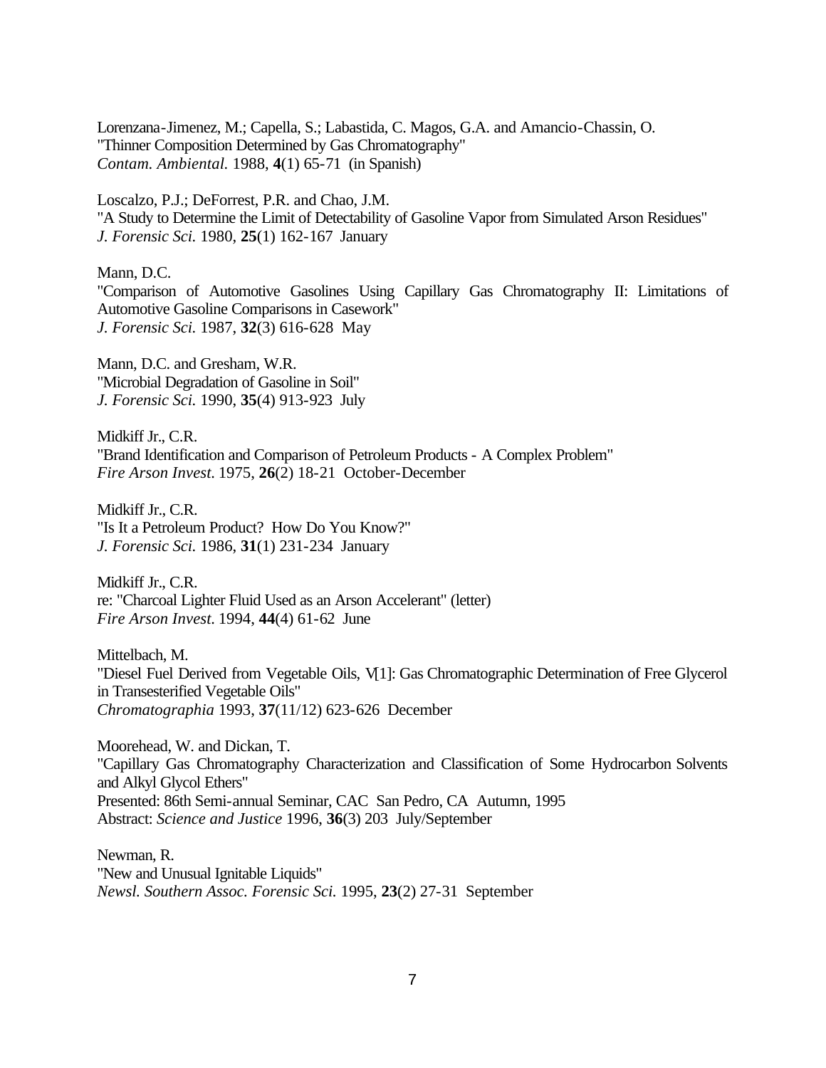Lorenzana-Jimenez, M.; Capella, S.; Labastida, C. Magos, G.A. and Amancio-Chassin, O.
"Thinner Composition Determined by Gas Chromatography"
*Contam. Ambiental.* 1988, **4**(1) 65-71 (in Spanish)

Loscalzo, P.J.; DeForrest, P.R. and Chao, J.M.
"A Study to Determine the Limit of Detectability of Gasoline Vapor from Simulated Arson Residues"
*J. Forensic Sci.* 1980, **25**(1) 162-167 January

Mann, D.C.
"Comparison of Automotive Gasolines Using Capillary Gas Chromatography II: Limitations of Automotive Gasoline Comparisons in Casework"
*J. Forensic Sci.* 1987, **32**(3) 616-628 May

Mann, D.C. and Gresham, W.R.
"Microbial Degradation of Gasoline in Soil"
*J. Forensic Sci.* 1990, **35**(4) 913-923 July

Midkiff Jr., C.R.
"Brand Identification and Comparison of Petroleum Products - A Complex Problem"
*Fire Arson Invest.* 1975, **26**(2) 18-21 October-December

Midkiff Jr., C.R.
"Is It a Petroleum Product? How Do You Know?"
*J. Forensic Sci.* 1986, **31**(1) 231-234 January

Midkiff Jr., C.R.
re: "Charcoal Lighter Fluid Used as an Arson Accelerant" (letter)
*Fire Arson Invest.* 1994, **44**(4) 61-62 June

Mittelbach, M.
"Diesel Fuel Derived from Vegetable Oils, V[1]: Gas Chromatographic Determination of Free Glycerol in Transesterified Vegetable Oils"
*Chromatographia* 1993, **37**(11/12) 623-626 December

Moorehead, W. and Dickan, T.
"Capillary Gas Chromatography Characterization and Classification of Some Hydrocarbon Solvents and Alkyl Glycol Ethers"
Presented: 86th Semi-annual Seminar, CAC San Pedro, CA Autumn, 1995
Abstract: *Science and Justice* 1996, **36**(3) 203 July/September

Newman, R.
"New and Unusual Ignitable Liquids"
*Newsl. Southern Assoc. Forensic Sci.* 1995, **23**(2) 27-31 September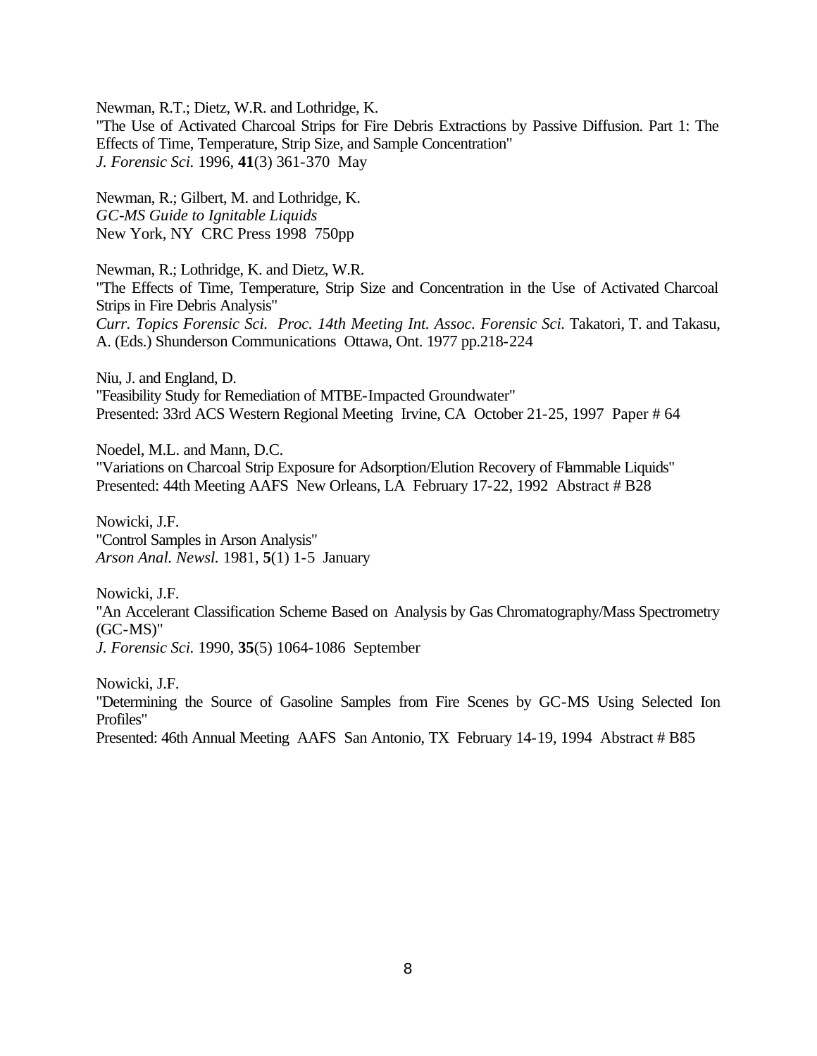Newman, R.T.; Dietz, W.R. and Lothridge, K.
"The Use of Activated Charcoal Strips for Fire Debris Extractions by Passive Diffusion. Part 1: The Effects of Time, Temperature, Strip Size, and Sample Concentration"
*J. Forensic Sci.* 1996, **41**(3) 361-370 May

Newman, R.; Gilbert, M. and Lothridge, K.
*GC-MS Guide to Ignitable Liquids*
New York, NY CRC Press 1998 750pp

Newman, R.; Lothridge, K. and Dietz, W.R.
"The Effects of Time, Temperature, Strip Size and Concentration in the Use of Activated Charcoal Strips in Fire Debris Analysis"
*Curr. Topics Forensic Sci. Proc. 14th Meeting Int. Assoc. Forensic Sci.* Takatori, T. and Takasu, A. (Eds.) Shunderson Communications Ottawa, Ont. 1977 pp.218-224

Niu, J. and England, D.
"Feasibility Study for Remediation of MTBE-Impacted Groundwater"
Presented: 33rd ACS Western Regional Meeting Irvine, CA October 21-25, 1997 Paper # 64

Noedel, M.L. and Mann, D.C.
"Variations on Charcoal Strip Exposure for Adsorption/Elution Recovery of Flammable Liquids"
Presented: 44th Meeting AAFS New Orleans, LA February 17-22, 1992 Abstract # B28

Nowicki, J.F.
"Control Samples in Arson Analysis"
*Arson Anal. Newsl.* 1981, **5**(1) 1-5 January

Nowicki, J.F.
"An Accelerant Classification Scheme Based on Analysis by Gas Chromatography/Mass Spectrometry (GC-MS)"
*J. Forensic Sci.* 1990, **35**(5) 1064-1086 September

Nowicki, J.F.
"Determining the Source of Gasoline Samples from Fire Scenes by GC-MS Using Selected Ion Profiles"
Presented: 46th Annual Meeting AAFS San Antonio, TX February 14-19, 1994 Abstract # B85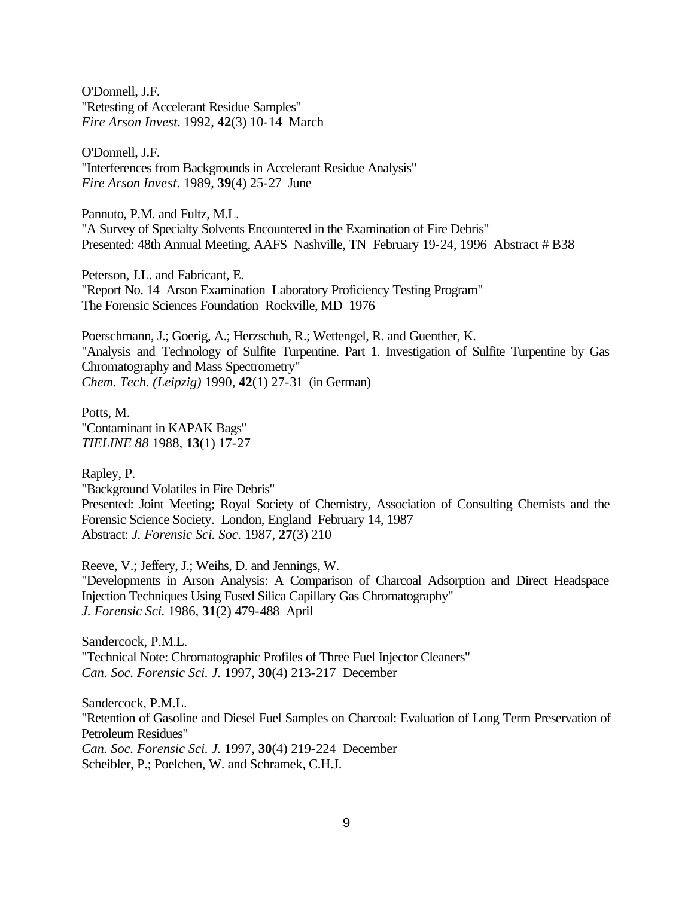O'Donnell, J.F.
"Retesting of Accelerant Residue Samples"
*Fire Arson Invest*. 1992, **42**(3) 10-14 March

O'Donnell, J.F.
"Interferences from Backgrounds in Accelerant Residue Analysis"
*Fire Arson Invest*. 1989, **39**(4) 25-27 June

Pannuto, P.M. and Fultz, M.L.
"A Survey of Specialty Solvents Encountered in the Examination of Fire Debris"
Presented: 48th Annual Meeting, AAFS Nashville, TN February 19-24, 1996 Abstract # B38

Peterson, J.L. and Fabricant, E.
"Report No. 14 Arson Examination Laboratory Proficiency Testing Program"
The Forensic Sciences Foundation Rockville, MD 1976

Poerschmann, J.; Goerig, A.; Herzschuh, R.; Wettengel, R. and Guenther, K.
"Analysis and Technology of Sulfite Turpentine. Part 1. Investigation of Sulfite Turpentine by Gas Chromatography and Mass Spectrometry"
*Chem. Tech. (Leipzig)* 1990, **42**(1) 27-31 (in German)

Potts, M.
"Contaminant in KAPAK Bags"
*TIELINE 88* 1988, **13**(1) 17-27

Rapley, P.
"Background Volatiles in Fire Debris"
Presented: Joint Meeting; Royal Society of Chemistry, Association of Consulting Chemists and the Forensic Science Society. London, England February 14, 1987
Abstract: *J. Forensic Sci. Soc.* 1987, **27**(3) 210

Reeve, V.; Jeffery, J.; Weihs, D. and Jennings, W.
"Developments in Arson Analysis: A Comparison of Charcoal Adsorption and Direct Headspace Injection Techniques Using Fused Silica Capillary Gas Chromatography"
*J. Forensic Sci.* 1986, **31**(2) 479-488 April

Sandercock, P.M.L.
"Technical Note: Chromatographic Profiles of Three Fuel Injector Cleaners"
*Can. Soc. Forensic Sci. J.* 1997, **30**(4) 213-217 December

Sandercock, P.M.L.
"Retention of Gasoline and Diesel Fuel Samples on Charcoal: Evaluation of Long Term Preservation of Petroleum Residues"
*Can. Soc. Forensic Sci. J.* 1997, **30**(4) 219-224 December
Scheibler, P.; Poelchen, W. and Schramek, C.H.J.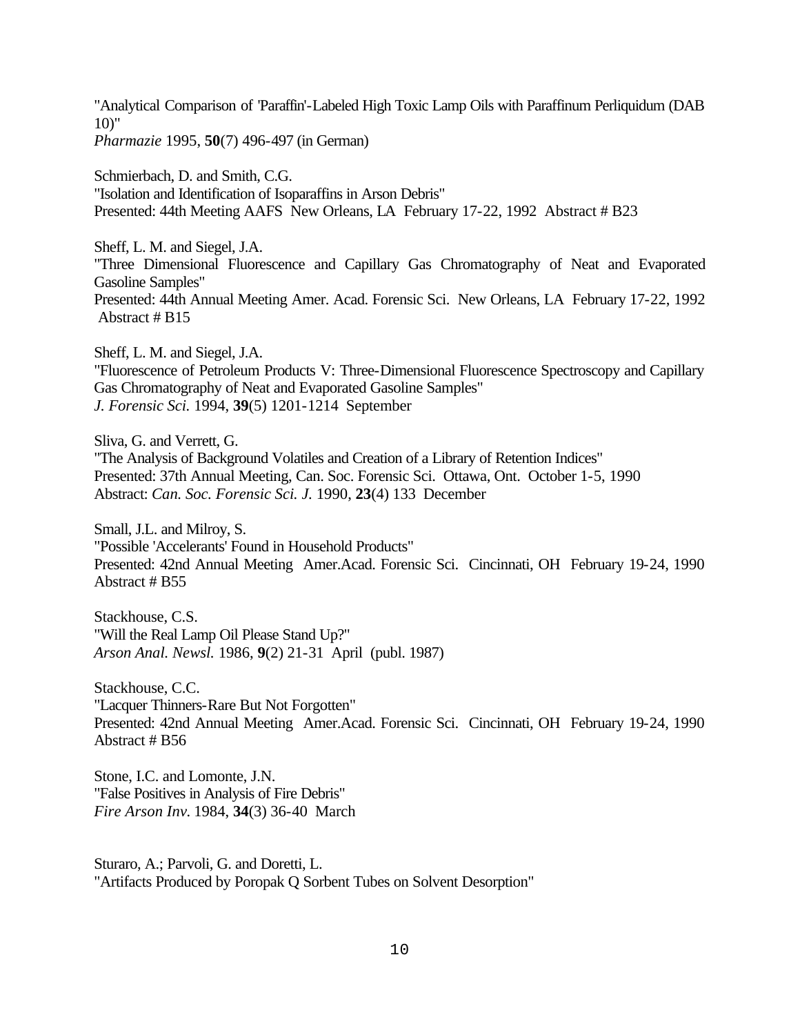"Analytical Comparison of 'Paraffin'-Labeled High Toxic Lamp Oils with Paraffinum Perliquidum (DAB 10)"
*Pharmazie* 1995, **50**(7) 496-497 (in German)

Schmierbach, D. and Smith, C.G.
"Isolation and Identification of Isoparaffins in Arson Debris"
Presented: 44th Meeting AAFS New Orleans, LA February 17-22, 1992 Abstract # B23

Sheff, L. M. and Siegel, J.A.
"Three Dimensional Fluorescence and Capillary Gas Chromatography of Neat and Evaporated Gasoline Samples"
Presented: 44th Annual Meeting Amer. Acad. Forensic Sci. New Orleans, LA February 17-22, 1992 Abstract # B15

Sheff, L. M. and Siegel, J.A.
"Fluorescence of Petroleum Products V: Three-Dimensional Fluorescence Spectroscopy and Capillary Gas Chromatography of Neat and Evaporated Gasoline Samples"
*J. Forensic Sci.* 1994, **39**(5) 1201-1214 September

Sliva, G. and Verrett, G.
"The Analysis of Background Volatiles and Creation of a Library of Retention Indices"
Presented: 37th Annual Meeting, Can. Soc. Forensic Sci. Ottawa, Ont. October 1-5, 1990
Abstract: *Can. Soc. Forensic Sci. J.* 1990, **23**(4) 133 December

Small, J.L. and Milroy, S.
"Possible 'Accelerants' Found in Household Products"
Presented: 42nd Annual Meeting Amer.Acad. Forensic Sci. Cincinnati, OH February 19-24, 1990 Abstract # B55

Stackhouse, C.S.
"Will the Real Lamp Oil Please Stand Up?"
*Arson Anal. Newsl.* 1986, **9**(2) 21-31 April (publ. 1987)

Stackhouse, C.C.
"Lacquer Thinners-Rare But Not Forgotten"
Presented: 42nd Annual Meeting Amer.Acad. Forensic Sci. Cincinnati, OH February 19-24, 1990 Abstract # B56

Stone, I.C. and Lomonte, J.N.
"False Positives in Analysis of Fire Debris"
*Fire Arson Inv.* 1984, **34**(3) 36-40 March

Sturaro, A.; Parvoli, G. and Doretti, L.
"Artifacts Produced by Poropak Q Sorbent Tubes on Solvent Desorption"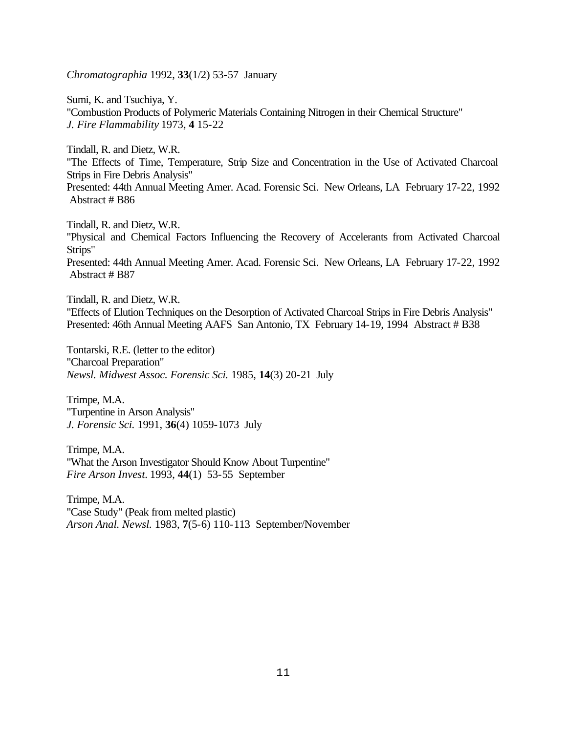*Chromatographia* 1992, **33**(1/2) 53-57 January

Sumi, K. and Tsuchiya, Y.
"Combustion Products of Polymeric Materials Containing Nitrogen in their Chemical Structure"
*J. Fire Flammability* 1973, **4** 15-22

Tindall, R. and Dietz, W.R.
"The Effects of Time, Temperature, Strip Size and Concentration in the Use of Activated Charcoal Strips in Fire Debris Analysis"
Presented: 44th Annual Meeting Amer. Acad. Forensic Sci. New Orleans, LA February 17-22, 1992 Abstract # B86

Tindall, R. and Dietz, W.R.
"Physical and Chemical Factors Influencing the Recovery of Accelerants from Activated Charcoal Strips"
Presented: 44th Annual Meeting Amer. Acad. Forensic Sci. New Orleans, LA February 17-22, 1992 Abstract # B87

Tindall, R. and Dietz, W.R.
"Effects of Elution Techniques on the Desorption of Activated Charcoal Strips in Fire Debris Analysis"
Presented: 46th Annual Meeting AAFS San Antonio, TX February 14-19, 1994 Abstract # B38

Tontarski, R.E. (letter to the editor)
"Charcoal Preparation"
*Newsl. Midwest Assoc. Forensic Sci.* 1985, **14**(3) 20-21 July

Trimpe, M.A.
"Turpentine in Arson Analysis"
*J. Forensic Sci.* 1991, **36**(4) 1059-1073 July

Trimpe, M.A.
"What the Arson Investigator Should Know About Turpentine"
*Fire Arson Invest.* 1993, **44**(1) 53-55 September

Trimpe, M.A.
"Case Study" (Peak from melted plastic)
*Arson Anal. Newsl.* 1983, **7**(5-6) 110-113 September/November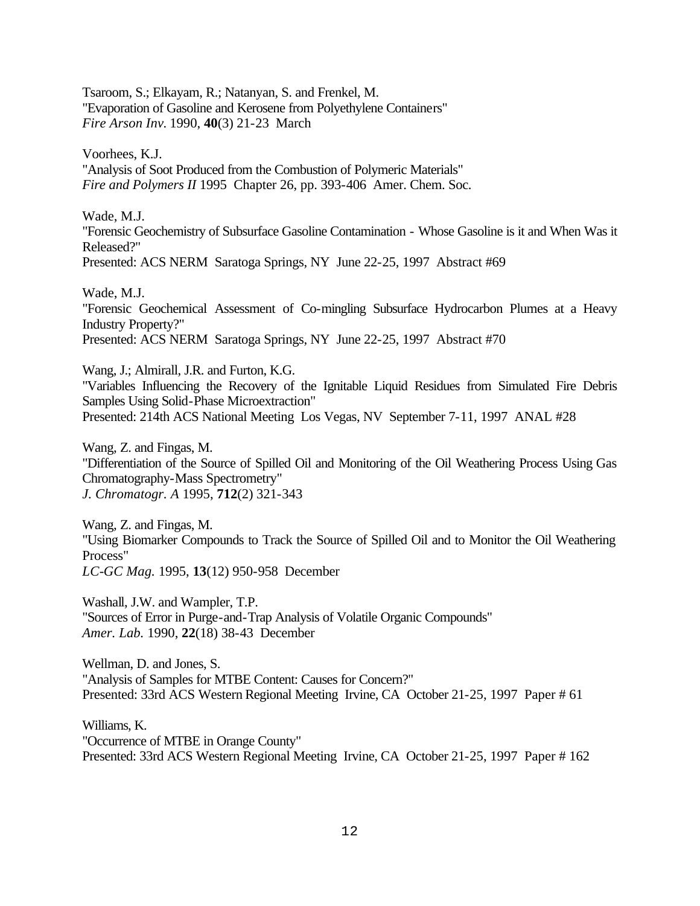Tsaroom, S.; Elkayam, R.; Natanyan, S. and Frenkel, M.
"Evaporation of Gasoline and Kerosene from Polyethylene Containers"
*Fire Arson Inv.* 1990, **40**(3) 21-23 March

Voorhees, K.J.
"Analysis of Soot Produced from the Combustion of Polymeric Materials"
*Fire and Polymers II* 1995 Chapter 26, pp. 393-406 Amer. Chem. Soc.

Wade, M.J.
"Forensic Geochemistry of Subsurface Gasoline Contamination - Whose Gasoline is it and When Was it Released?"
Presented: ACS NERM Saratoga Springs, NY June 22-25, 1997 Abstract #69

Wade, M.J.
"Forensic Geochemical Assessment of Co-mingling Subsurface Hydrocarbon Plumes at a Heavy Industry Property?"
Presented: ACS NERM Saratoga Springs, NY June 22-25, 1997 Abstract #70

Wang, J.; Almirall, J.R. and Furton, K.G.
"Variables Influencing the Recovery of the Ignitable Liquid Residues from Simulated Fire Debris Samples Using Solid-Phase Microextraction"
Presented: 214th ACS National Meeting Los Vegas, NV September 7-11, 1997 ANAL #28

Wang, Z. and Fingas, M.
"Differentiation of the Source of Spilled Oil and Monitoring of the Oil Weathering Process Using Gas Chromatography-Mass Spectrometry"
*J. Chromatogr. A* 1995, **712**(2) 321-343

Wang, Z. and Fingas, M.
"Using Biomarker Compounds to Track the Source of Spilled Oil and to Monitor the Oil Weathering Process"
*LC-GC Mag.* 1995, **13**(12) 950-958 December

Washall, J.W. and Wampler, T.P.
"Sources of Error in Purge-and-Trap Analysis of Volatile Organic Compounds"
*Amer. Lab.* 1990, **22**(18) 38-43 December

Wellman, D. and Jones, S.
"Analysis of Samples for MTBE Content: Causes for Concern?"
Presented: 33rd ACS Western Regional Meeting Irvine, CA October 21-25, 1997 Paper # 61

Williams, K.
"Occurrence of MTBE in Orange County"
Presented: 33rd ACS Western Regional Meeting Irvine, CA October 21-25, 1997 Paper # 162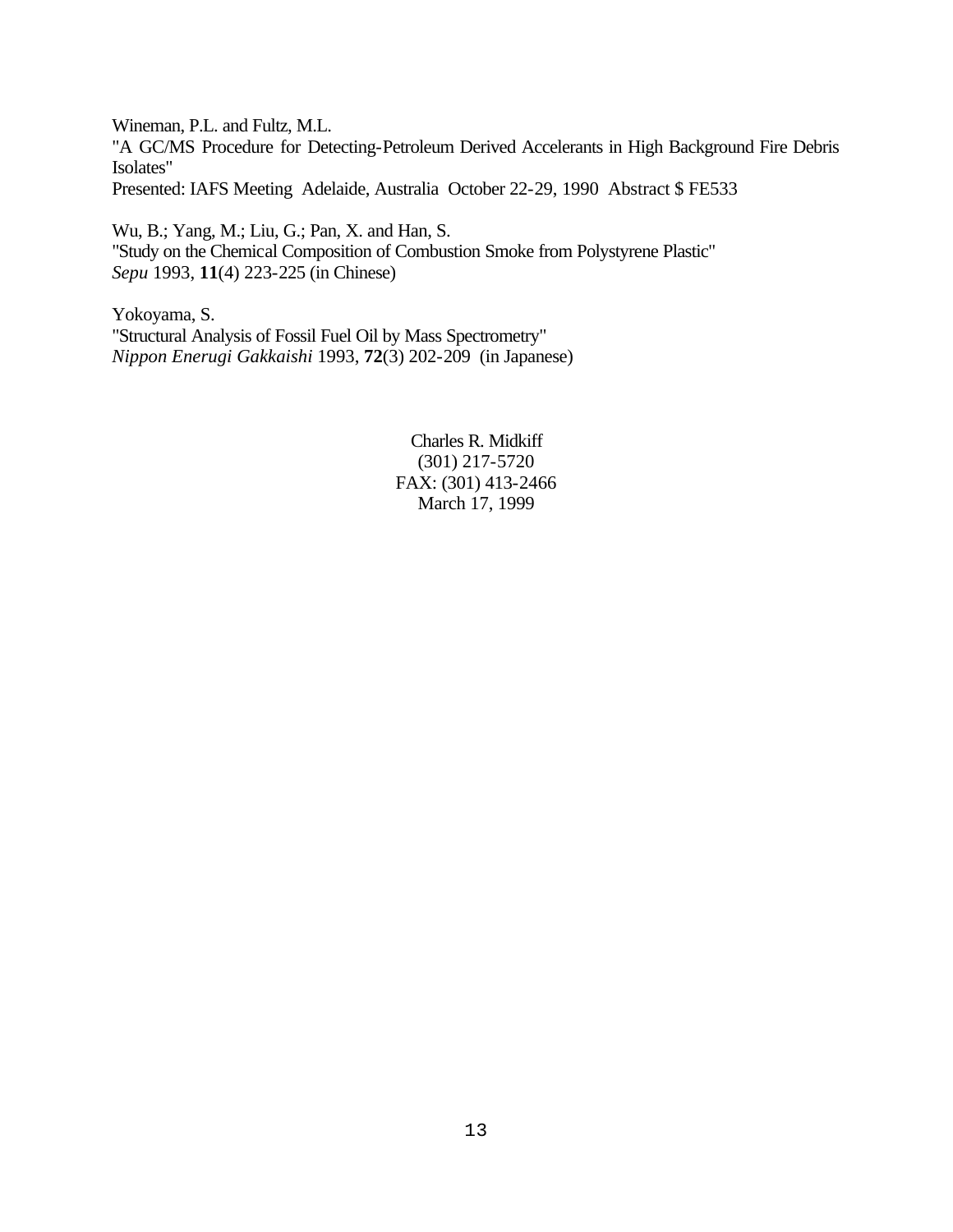Wineman, P.L. and Fultz, M.L.
"A GC/MS Procedure for Detecting-Petroleum Derived Accelerants in High Background Fire Debris Isolates"
Presented: IAFS Meeting Adelaide, Australia October 22-29, 1990 Abstract $ FE533

Wu, B.; Yang, M.; Liu, G.; Pan, X. and Han, S.
"Study on the Chemical Composition of Combustion Smoke from Polystyrene Plastic"
*Sepu* 1993, **11**(4) 223-225 (in Chinese)

Yokoyama, S.
"Structural Analysis of Fossil Fuel Oil by Mass Spectrometry"
*Nippon Enerugi Gakkaishi* 1993, **72**(3) 202-209 (in Japanese)

Charles R. Midkiff
(301) 217-5720
FAX: (301) 413-2466
March 17, 1999